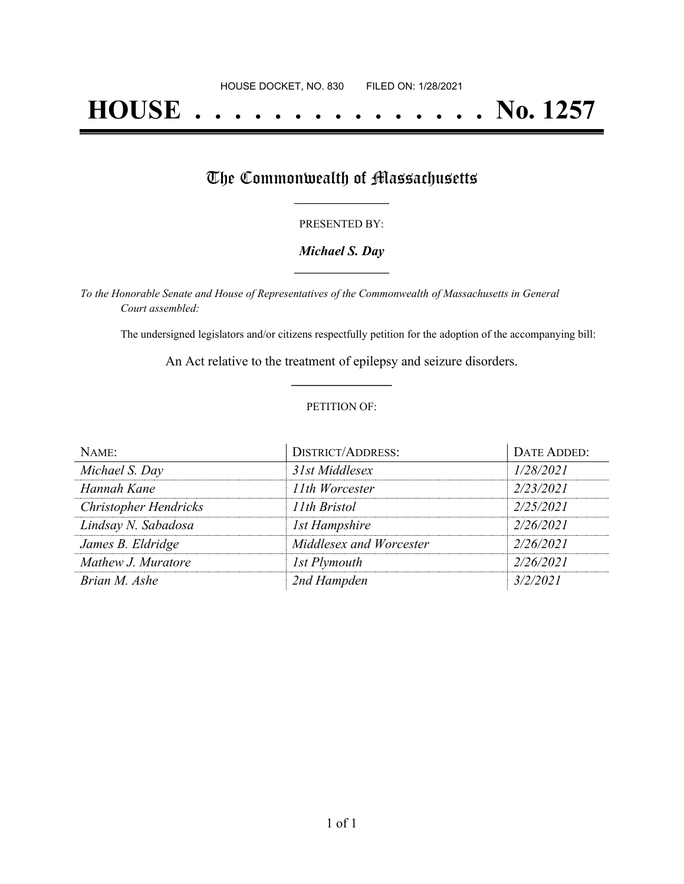HOUSE DOCKET, NO. 830 FILED ON: 1/28/2021

# HOUSE . . . . . . . . . . . . . . . No. 1257

## The Commonwealth of Massachusetts

PRESENTED BY:

***Michael S. Day***

*To the Honorable Senate and House of Representatives of the Commonwealth of Massachusetts in General Court assembled:*

The undersigned legislators and/or citizens respectfully petition for the adoption of the accompanying bill:

An Act relative to the treatment of epilepsy and seizure disorders.

PETITION OF:

| NAME: | DISTRICT/ADDRESS: | DATE ADDED: |
|---|---|---|
| *Michael S. Day* | *31st Middlesex* | *1/28/2021* |
| *Hannah Kane* | *11th Worcester* | *2/23/2021* |
| *Christopher Hendricks* | *11th Bristol* | *2/25/2021* |
| *Lindsay N. Sabadosa* | *1st Hampshire* | *2/26/2021* |
| *James B. Eldridge* | *Middlesex and Worcester* | *2/26/2021* |
| *Mathew J. Muratore* | *1st Plymouth* | *2/26/2021* |
| *Brian M. Ashe* | *2nd Hampden* | *3/2/2021* |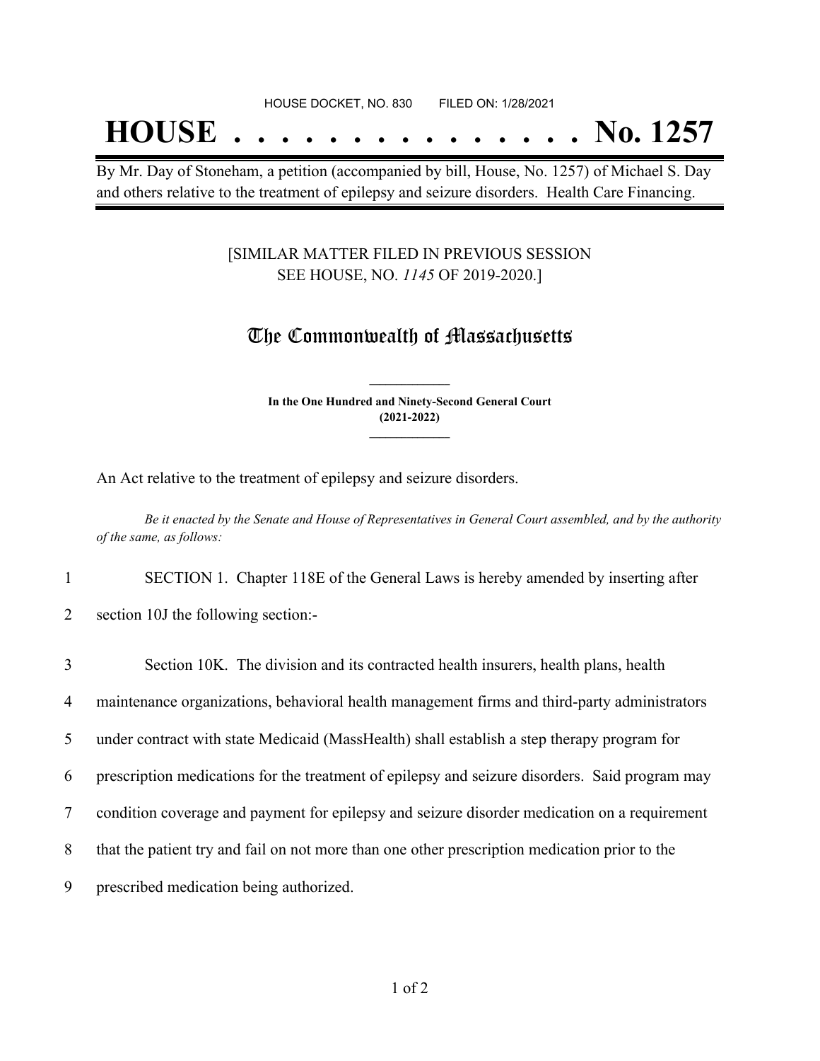HOUSE DOCKET, NO. 830 FILED ON: 1/28/2021

# HOUSE . . . . . . . . . . . . . . . No. 1257

By Mr. Day of Stoneham, a petition (accompanied by bill, House, No. 1257) of Michael S. Day and others relative to the treatment of epilepsy and seizure disorders. Health Care Financing.

[SIMILAR MATTER FILED IN PREVIOUS SESSION SEE HOUSE, NO. *1145* OF 2019-2020.]

## The Commonwealth of Massachusetts

**In the One Hundred and Ninety-Second General Court (2021-2022)**

An Act relative to the treatment of epilepsy and seizure disorders.

*Be it enacted by the Senate and House of Representatives in General Court assembled, and by the authority of the same, as follows:*

1 SECTION 1. Chapter 118E of the General Laws is hereby amended by inserting after
2 section 10J the following section:-

3 Section 10K. The division and its contracted health insurers, health plans, health
4 maintenance organizations, behavioral health management firms and third-party administrators
5 under contract with state Medicaid (MassHealth) shall establish a step therapy program for
6 prescription medications for the treatment of epilepsy and seizure disorders. Said program may
7 condition coverage and payment for epilepsy and seizure disorder medication on a requirement
8 that the patient try and fail on not more than one other prescription medication prior to the
9 prescribed medication being authorized.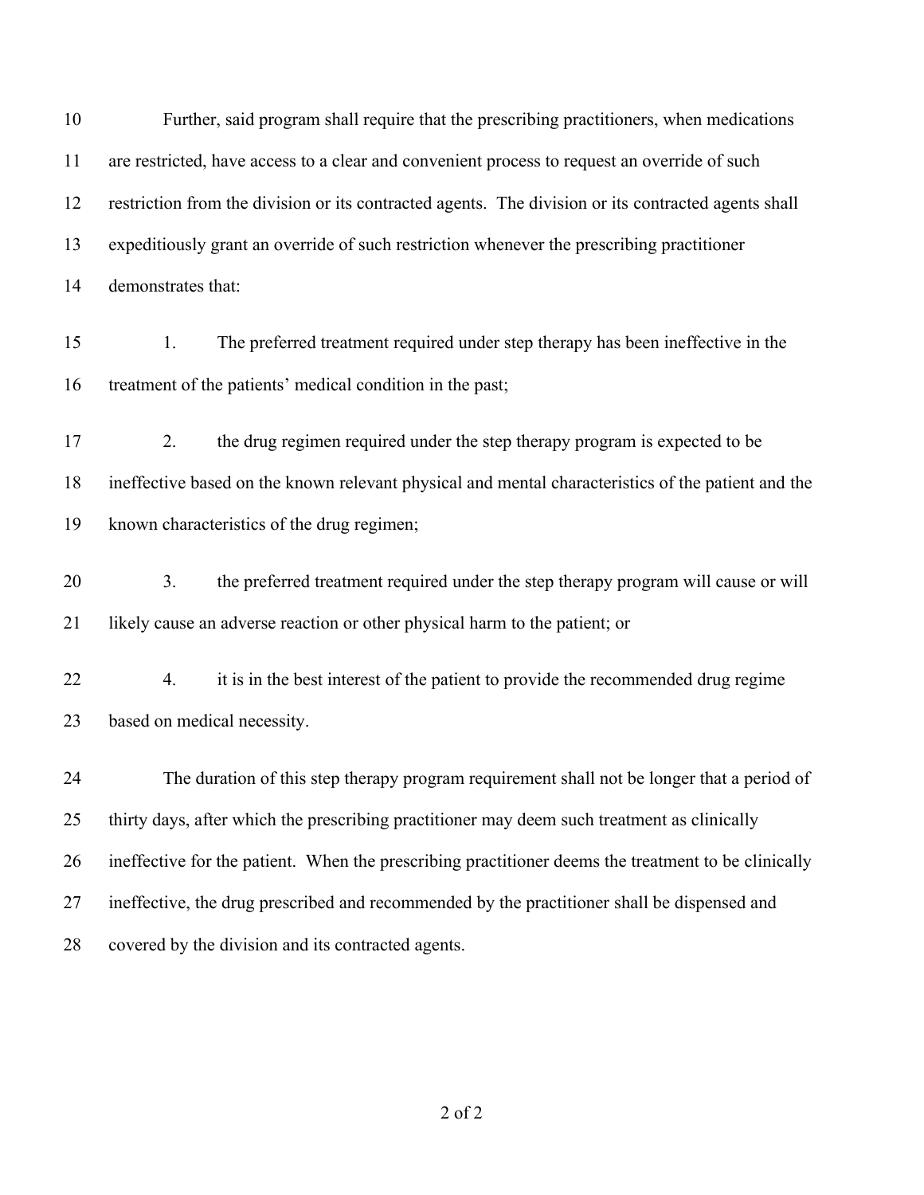Further, said program shall require that the prescribing practitioners, when medications are restricted, have access to a clear and convenient process to request an override of such restriction from the division or its contracted agents. The division or its contracted agents shall expeditiously grant an override of such restriction whenever the prescribing practitioner demonstrates that:

1. The preferred treatment required under step therapy has been ineffective in the treatment of the patients' medical condition in the past;

2. the drug regimen required under the step therapy program is expected to be ineffective based on the known relevant physical and mental characteristics of the patient and the known characteristics of the drug regimen;

3. the preferred treatment required under the step therapy program will cause or will likely cause an adverse reaction or other physical harm to the patient; or

4. it is in the best interest of the patient to provide the recommended drug regime based on medical necessity.

The duration of this step therapy program requirement shall not be longer that a period of thirty days, after which the prescribing practitioner may deem such treatment as clinically ineffective for the patient. When the prescribing practitioner deems the treatment to be clinically ineffective, the drug prescribed and recommended by the practitioner shall be dispensed and covered by the division and its contracted agents.